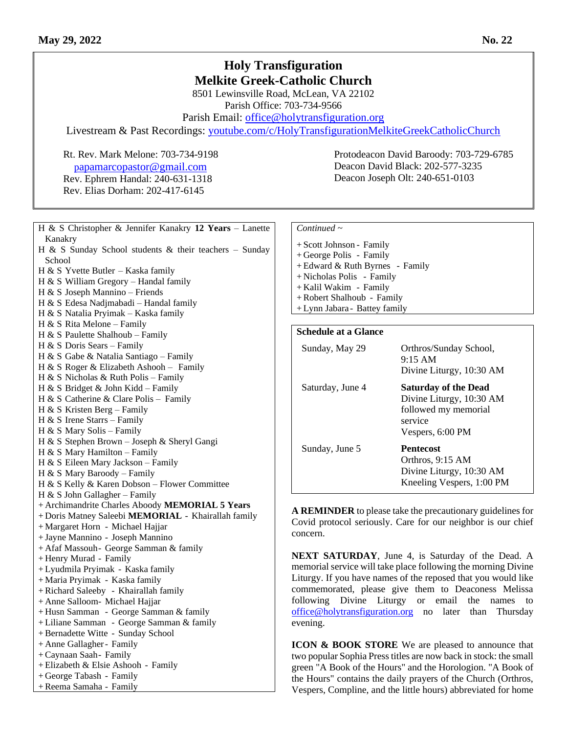**May 29, 2022** **No. 22**

# Holy Transfiguration
# Melkite Greek-Catholic Church

8501 Lewinsville Road, McLean, VA 22102
Parish Office: 703-734-9566
Parish Email: office@holytransfiguration.org
Livestream & Past Recordings: youtube.com/c/HolyTransfigurationMelkiteGreekCatholicChurch

Rt. Rev. Mark Melone: 703-734-9198
papamarcopastor@gmail.com
Rev. Ephrem Handal: 240-631-1318
Rev. Elias Dorham: 202-417-6145

Protodeacon David Baroody: 703-729-6785
Deacon David Black: 202-577-3235
Deacon Joseph Olt: 240-651-0103

H & S Christopher & Jennifer Kanakry **12 Years** – Lanette Kanakry
H & S Sunday School students & their teachers – Sunday School
H & S Yvette Butler – Kaska family
H & S William Gregory – Handal family
H & S Joseph Mannino – Friends
H & S Edesa Nadjmabadi – Handal family
H & S Natalia Pryimak – Kaska family
H & S Rita Melone – Family
H & S Paulette Shalhoub – Family
H & S Doris Sears – Family
H & S Gabe & Natalia Santiago – Family
H & S Roger & Elizabeth Ashooh – Family
H & S Nicholas & Ruth Polis – Family
H & S Bridget & John Kidd – Family
H & S Catherine & Clare Polis – Family
H & S Kristen Berg – Family
H & S Irene Starrs – Family
H & S Mary Solis – Family
H & S Stephen Brown – Joseph & Sheryl Gangi
H & S Mary Hamilton – Family
H & S Eileen Mary Jackson – Family
H & S Mary Baroody – Family
H & S Kelly & Karen Dobson – Flower Committee
H & S John Gallagher – Family
+ Archimandrite Charles Aboody **MEMORIAL 5 Years**
+ Doris Matney Saleebi **MEMORIAL** - Khairallah family
+ Margaret Horn - Michael Hajjar
+ Jayne Mannino - Joseph Mannino
+ Afaf Massouh - George Samman & family
+ Henry Murad - Family
+ Lyudmila Pryimak - Kaska family
+ Maria Pryimak - Kaska family
+ Richard Saleeby - Khairallah family
+ Anne Salloom - Michael Hajjar
+ Husn Samman - George Samman & family
+ Liliane Samman - George Samman & family
+ Bernadette Witte - Sunday School
+ Anne Gallagher - Family
+ Caynaan Saah - Family
+ Elizabeth & Elsie Ashooh - Family
+ George Tabash - Family
+ Reema Samaha - Family

*Continued ~*

+ Scott Johnson - Family
+ George Polis - Family
+ Edward & Ruth Byrnes - Family
+ Nicholas Polis - Family
+ Kalil Wakim - Family
+ Robert Shalhoub - Family
+ Lynn Jabara - Battey family

**Schedule at a Glance**

| | |
|---|---|
| Sunday, May 29 | Orthros/Sunday School, 9:15 AM<br>Divine Liturgy, 10:30 AM |
| Saturday, June 4 | **Saturday of the Dead**<br>Divine Liturgy, 10:30 AM followed my memorial service<br>Vespers, 6:00 PM |
| Sunday, June 5 | **Pentecost**<br>Orthros, 9:15 AM<br>Divine Liturgy, 10:30 AM<br>Kneeling Vespers, 1:00 PM |

**A REMINDER** to please take the precautionary guidelines for Covid protocol seriously. Care for our neighbor is our chief concern.

**NEXT SATURDAY**, June 4, is Saturday of the Dead. A memorial service will take place following the morning Divine Liturgy. If you have names of the reposed that you would like commemorated, please give them to Deaconess Melissa following Divine Liturgy or email the names to office@holytransfiguration.org no later than Thursday evening.

**ICON & BOOK STORE** We are pleased to announce that two popular Sophia Press titles are now back in stock: the small green "A Book of the Hours" and the Horologion. "A Book of the Hours" contains the daily prayers of the Church (Orthros, Vespers, Compline, and the little hours) abbreviated for home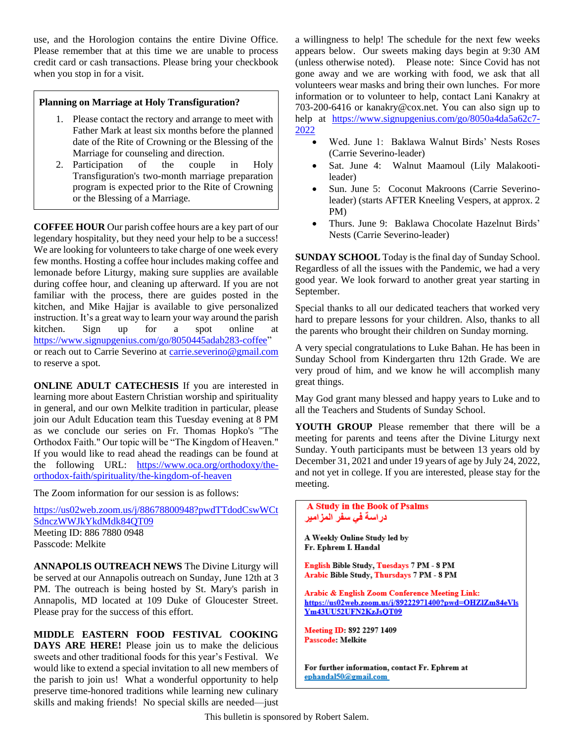use, and the Horologion contains the entire Divine Office. Please remember that at this time we are unable to process credit card or cash transactions. Please bring your checkbook when you stop in for a visit.

**Planning on Marriage at Holy Transfiguration?**

1. Please contact the rectory and arrange to meet with Father Mark at least six months before the planned date of the Rite of Crowning or the Blessing of the Marriage for counseling and direction.
2. Participation of the couple in Holy Transfiguration's two-month marriage preparation program is expected prior to the Rite of Crowning or the Blessing of a Marriage.

**COFFEE HOUR** Our parish coffee hours are a key part of our legendary hospitality, but they need your help to be a success! We are looking for volunteers to take charge of one week every few months. Hosting a coffee hour includes making coffee and lemonade before Liturgy, making sure supplies are available during coffee hour, and cleaning up afterward. If you are not familiar with the process, there are guides posted in the kitchen, and Mike Hajjar is available to give personalized instruction. It's a great way to learn your way around the parish kitchen. Sign up for a spot online at https://www.signupgenius.com/go/8050445adab283-coffee" or reach out to Carrie Severino at carrie.severino@gmail.com to reserve a spot.

**ONLINE ADULT CATECHESIS** If you are interested in learning more about Eastern Christian worship and spirituality in general, and our own Melkite tradition in particular, please join our Adult Education team this Tuesday evening at 8 PM as we conclude our series on Fr. Thomas Hopko's "The Orthodox Faith." Our topic will be "The Kingdom of Heaven." If you would like to read ahead the readings can be found at the following URL: https://www.oca.org/orthodoxy/the-orthodox-faith/spirituality/the-kingdom-of-heaven

The Zoom information for our session is as follows:

https://us02web.zoom.us/j/88678800948?pwdTTdodCswWCtSdnczWWJkYkdMdk84QT09
Meeting ID: 886 7880 0948
Passcode: Melkite

**ANNAPOLIS OUTREACH NEWS** The Divine Liturgy will be served at our Annapolis outreach on Sunday, June 12th at 3 PM. The outreach is being hosted by St. Mary's parish in Annapolis, MD located at 109 Duke of Gloucester Street. Please pray for the success of this effort.

**MIDDLE EASTERN FOOD FESTIVAL COOKING DAYS ARE HERE!** Please join us to make the delicious sweets and other traditional foods for this year's Festival. We would like to extend a special invitation to all new members of the parish to join us! What a wonderful opportunity to help preserve time-honored traditions while learning new culinary skills and making friends! No special skills are needed—just a willingness to help! The schedule for the next few weeks appears below. Our sweets making days begin at 9:30 AM (unless otherwise noted). Please note: Since Covid has not gone away and we are working with food, we ask that all volunteers wear masks and bring their own lunches. For more information or to volunteer to help, contact Lani Kanakry at 703-200-6416 or kanakry@cox.net. You can also sign up to help at https://www.signupgenius.com/go/8050a4da5a62c7-2022

- Wed. June 1: Baklawa Walnut Birds' Nests Roses (Carrie Severino-leader)
- Sat. June 4: Walnut Maamoul (Lily Malakooti-leader)
- Sun. June 5: Coconut Makroons (Carrie Severino-leader) (starts AFTER Kneeling Vespers, at approx. 2 PM)
- Thurs. June 9: Baklawa Chocolate Hazelnut Birds' Nests (Carrie Severino-leader)

**SUNDAY SCHOOL** Today is the final day of Sunday School. Regardless of all the issues with the Pandemic, we had a very good year. We look forward to another great year starting in September.

Special thanks to all our dedicated teachers that worked very hard to prepare lessons for your children. Also, thanks to all the parents who brought their children on Sunday morning.

A very special congratulations to Luke Bahan. He has been in Sunday School from Kindergarten thru 12th Grade. We are very proud of him, and we know he will accomplish many great things.

May God grant many blessed and happy years to Luke and to all the Teachers and Students of Sunday School.

**YOUTH GROUP** Please remember that there will be a meeting for parents and teens after the Divine Liturgy next Sunday. Youth participants must be between 13 years old by December 31, 2021 and under 19 years of age by July 24, 2022, and not yet in college. If you are interested, please stay for the meeting.

**A Study in the Book of Psalms**
**دراسة في سفر المزامير**

**A Weekly Online Study led by Fr. Ephrem I. Handal**

**English Bible Study, Tuesdays 7 PM - 8 PM**
**Arabic Bible Study, Thursdays 7 PM - 8 PM**

**Arabic & English Zoom Conference Meeting Link:**
https://us02web.zoom.us/j/89222971400?pwd=OHZlZm84eVlsYm43UU52UFN2KzJsQT09

**Meeting ID: 892 2297 1409**
**Passcode: Melkite**

**For further information, contact Fr. Ephrem at** ephandal50@gmail.com

This bulletin is sponsored by Robert Salem.